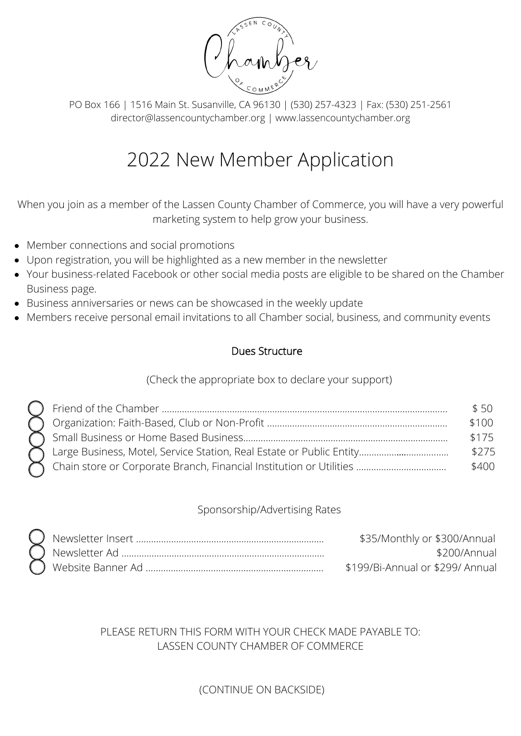Lassen County Chamber of Commerce

PO Box 166 | 1516 Main St. Susanville, CA 96130 | (530) 257-4323 | Fax: (530) 251-2561
director@lassencountychamber.org | www.lassencountychamber.org

# 2022 New Member Application

When you join as a member of the Lassen County Chamber of Commerce, you will have a very powerful marketing system to help grow your business.

- Member connections and social promotions
- Upon registration, you will be highlighted as a new member in the newsletter
- Your business-related Facebook or other social media posts are eligible to be shared on the Chamber Business page.
- Business anniversaries or news can be showcased in the weekly update
- Members receive personal email invitations to all Chamber social, business, and community events

## Dues Structure

(Check the appropriate box to declare your support)

- ◯ Friend of the Chamber ........ $ 50
- ◯ Organization: Faith-Based, Club or Non-Profit ........ $100
- ◯ Small Business or Home Based Business........ $175
- ◯ Large Business, Motel, Service Station, Real Estate or Public Entity........ $275
- ◯ Chain store or Corporate Branch, Financial Institution or Utilities ........ $400

## Sponsorship/Advertising Rates

- ◯ Newsletter Insert ........ $35/Monthly or $300/Annual
- ◯ Newsletter Ad ........ $200/Annual
- ◯ Website Banner Ad ........ $199/Bi-Annual or $299/ Annual

PLEASE RETURN THIS FORM WITH YOUR CHECK MADE PAYABLE TO:
LASSEN COUNTY CHAMBER OF COMMERCE

(CONTINUE ON BACKSIDE)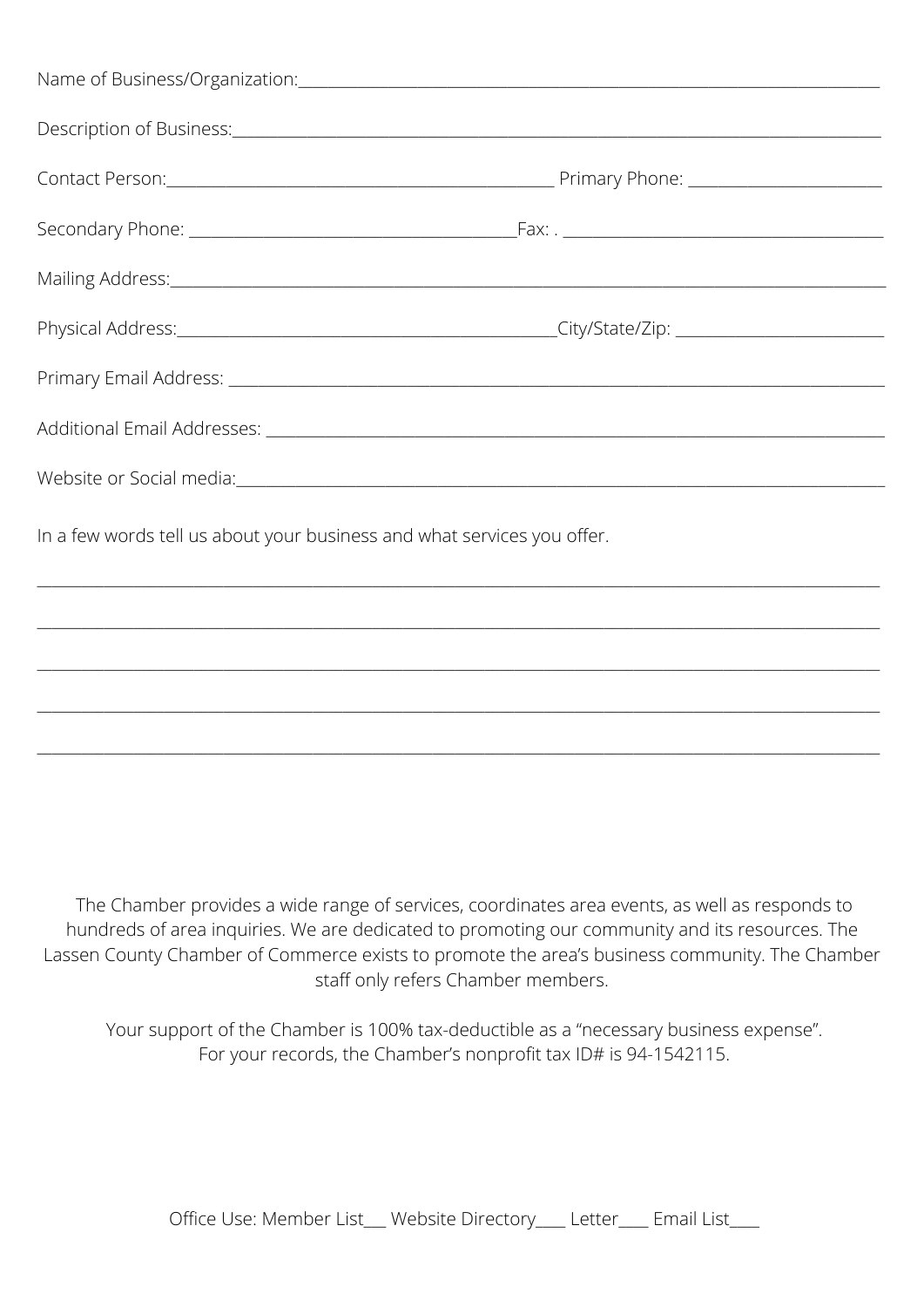Name of Business/Organization:_______________________________________________________________

Description of Business:___________________________________________________________________

Contact Person:_______________________________________ Primary Phone: ____________________

Secondary Phone: _______________________________Fax: . ________________________________

Mailing Address:_________________________________________________________________________

Physical Address:____________________________________City/State/Zip: _____________________

Primary Email Address: ____________________________________________________________________

Additional Email Addresses: ________________________________________________________________

Website or Social media:___________________________________________________________________

In a few words tell us about your business and what services you offer.

________________________________________________________________________________________

________________________________________________________________________________________

________________________________________________________________________________________

________________________________________________________________________________________

________________________________________________________________________________________

The Chamber provides a wide range of services, coordinates area events, as well as responds to hundreds of area inquiries. We are dedicated to promoting our community and its resources. The Lassen County Chamber of Commerce exists to promote the area's business community. The Chamber staff only refers Chamber members.

Your support of the Chamber is 100% tax-deductible as a "necessary business expense".
For your records, the Chamber's nonprofit tax ID# is 94-1542115.

Office Use: Member List___ Website Directory____ Letter____ Email List____